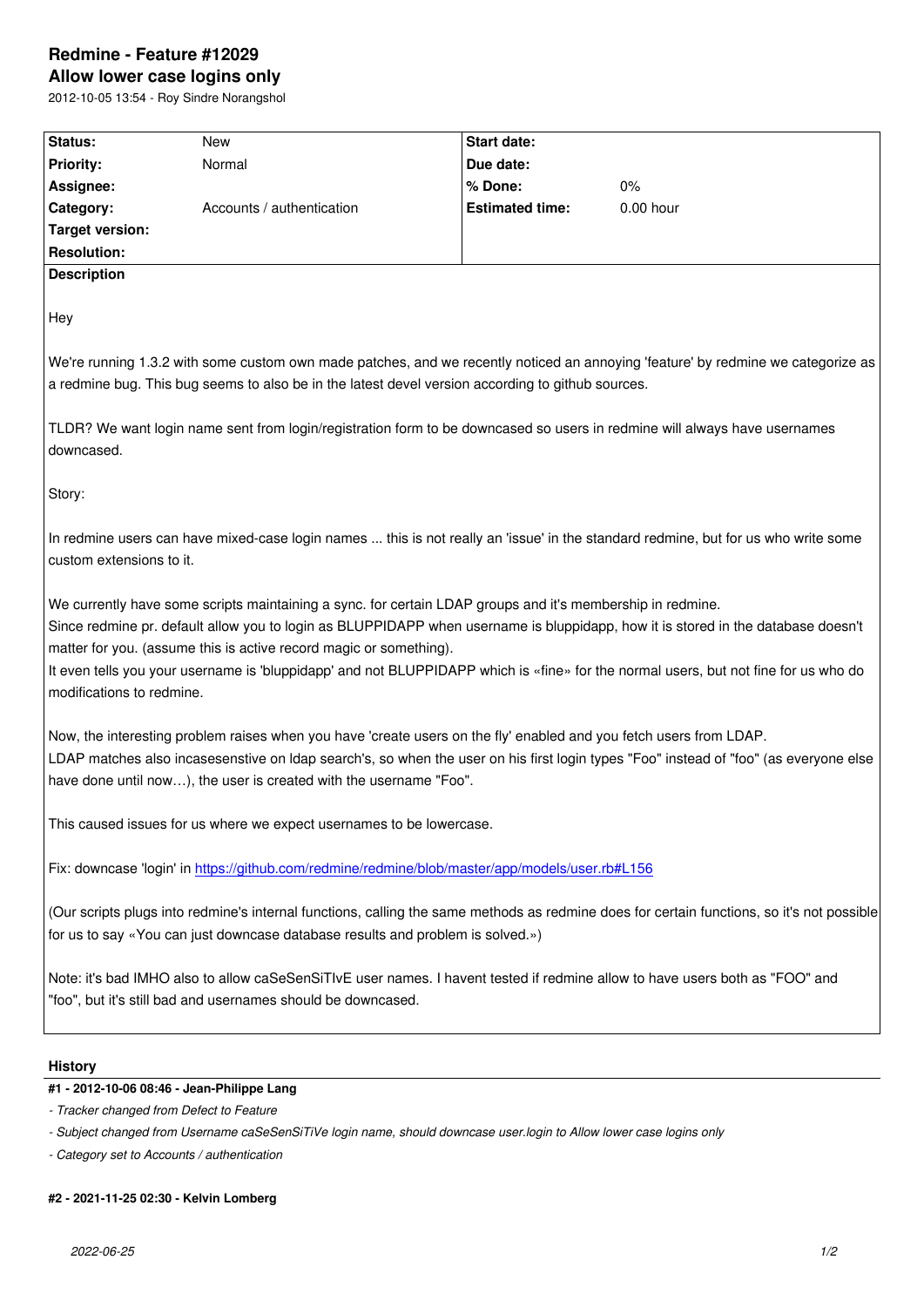# Redmine - Feature #12029

## Allow lower case logins only

2012-10-05 13:54 - Roy Sindre Norangshol

| Status: | New | Start date: | |
|---|---|---|---|
| Priority: | Normal | Due date: | |
| Assignee: | | % Done: | 0% |
| Category: | Accounts / authentication | Estimated time: | 0.00 hour |
| Target version: | | | |
| Resolution: | | | |

**Description**

Hey

We're running 1.3.2 with some custom own made patches, and we recently noticed an annoying 'feature' by redmine we categorize as a redmine bug. This bug seems to also be in the latest devel version according to github sources.

TLDR? We want login name sent from login/registration form to be downcased so users in redmine will always have usernames downcased.

Story:

In redmine users can have mixed-case login names ... this is not really an 'issue' in the standard redmine, but for us who write some custom extensions to it.

We currently have some scripts maintaining a sync. for certain LDAP groups and it's membership in redmine.
Since redmine pr. default allow you to login as BLUPPIDAPP when username is bluppidapp, how it is stored in the database doesn't matter for you. (assume this is active record magic or something).
It even tells you your username is 'bluppidapp' and not BLUPPIDAPP which is «fine» for the normal users, but not fine for us who do modifications to redmine.

Now, the interesting problem raises when you have 'create users on the fly' enabled and you fetch users from LDAP.
LDAP matches also incasesenstive on ldap search's, so when the user on his first login types "Foo" instead of "foo" (as everyone else have done until now…), the user is created with the username "Foo".

This caused issues for us where we expect usernames to be lowercase.

Fix: downcase 'login' in https://github.com/redmine/redmine/blob/master/app/models/user.rb#L156

(Our scripts plugs into redmine's internal functions, calling the same methods as redmine does for certain functions, so it's not possible for us to say «You can just downcase database results and problem is solved.»)

Note: it's bad IMHO also to allow caSeSenSiTIvE user names. I havent tested if redmine allow to have users both as "FOO" and "foo", but it's still bad and usernames should be downcased.

### History

**#1 - 2012-10-06 08:46 - Jean-Philippe Lang**

*- Tracker changed from Defect to Feature*

*- Subject changed from Username caSeSenSiTiVe login name, should downcase user.login to Allow lower case logins only*

*- Category set to Accounts / authentication*

**#2 - 2021-11-25 02:30 - Kelvin Lomberg**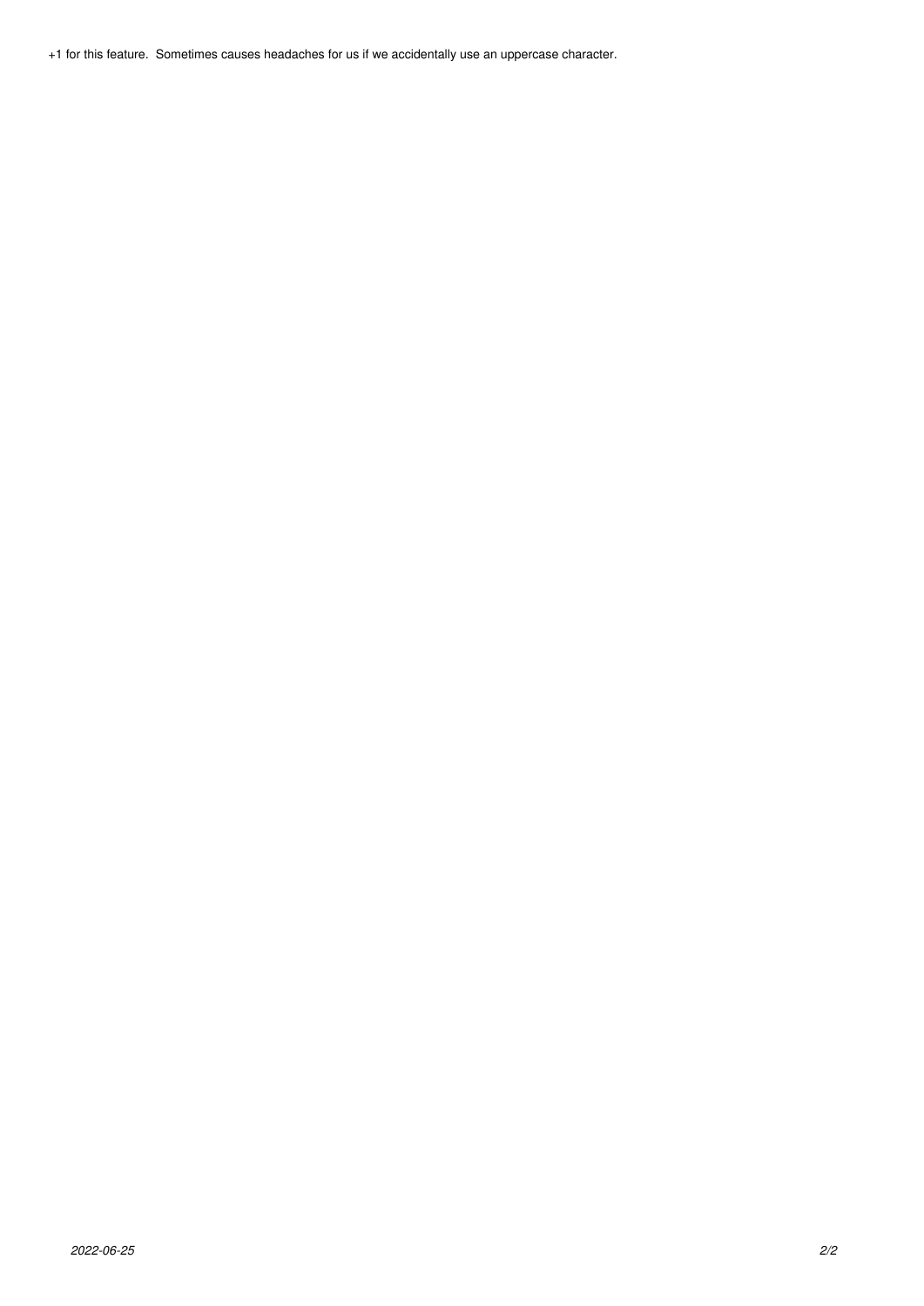+1 for this feature.  Sometimes causes headaches for us if we accidentally use an uppercase character.